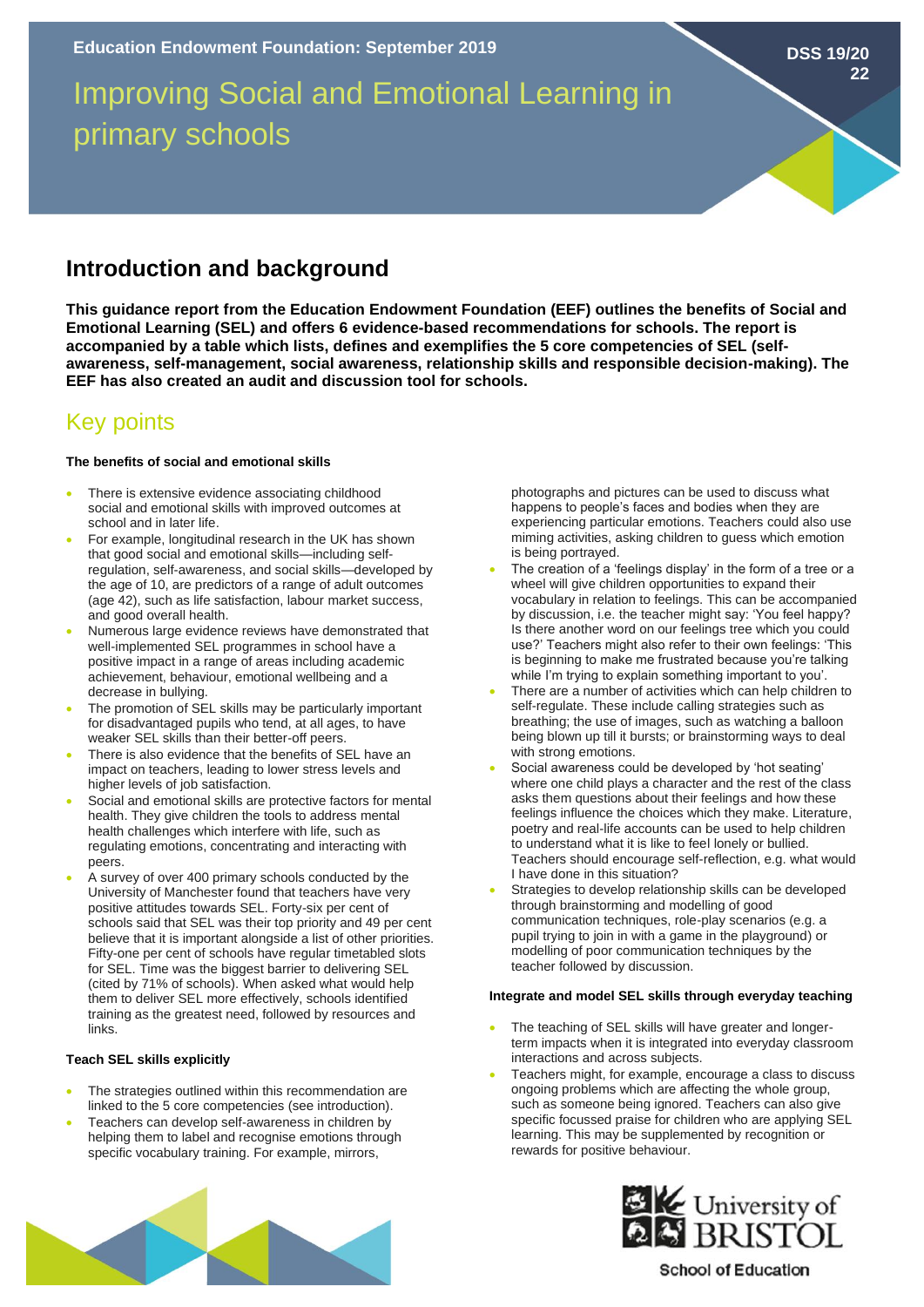Education Endowment Foundation: September 2019

DSS 19/20 22

# Improving Social and Emotional Learning in primary schools

## Introduction and background

**This guidance report from the Education Endowment Foundation (EEF) outlines the benefits of Social and Emotional Learning (SEL) and offers 6 evidence-based recommendations for schools. The report is accompanied by a table which lists, defines and exemplifies the 5 core competencies of SEL (self-awareness, self-management, social awareness, relationship skills and responsible decision-making). The EEF has also created an audit and discussion tool for schools.**

## Key points

#### The benefits of social and emotional skills

- There is extensive evidence associating childhood social and emotional skills with improved outcomes at school and in later life.
- For example, longitudinal research in the UK has shown that good social and emotional skills—including self-regulation, self-awareness, and social skills—developed by the age of 10, are predictors of a range of adult outcomes (age 42), such as life satisfaction, labour market success, and good overall health.
- Numerous large evidence reviews have demonstrated that well-implemented SEL programmes in school have a positive impact in a range of areas including academic achievement, behaviour, emotional wellbeing and a decrease in bullying.
- The promotion of SEL skills may be particularly important for disadvantaged pupils who tend, at all ages, to have weaker SEL skills than their better-off peers.
- There is also evidence that the benefits of SEL have an impact on teachers, leading to lower stress levels and higher levels of job satisfaction.
- Social and emotional skills are protective factors for mental health. They give children the tools to address mental health challenges which interfere with life, such as regulating emotions, concentrating and interacting with peers.
- A survey of over 400 primary schools conducted by the University of Manchester found that teachers have very positive attitudes towards SEL. Forty-six per cent of schools said that SEL was their top priority and 49 per cent believe that it is important alongside a list of other priorities. Fifty-one per cent of schools have regular timetabled slots for SEL. Time was the biggest barrier to delivering SEL (cited by 71% of schools). When asked what would help them to deliver SEL more effectively, schools identified training as the greatest need, followed by resources and links.

#### Teach SEL skills explicitly

- The strategies outlined within this recommendation are linked to the 5 core competencies (see introduction).
- Teachers can develop self-awareness in children by helping them to label and recognise emotions through specific vocabulary training. For example, mirrors, photographs and pictures can be used to discuss what happens to people's faces and bodies when they are experiencing particular emotions. Teachers could also use miming activities, asking children to guess which emotion is being portrayed.
- The creation of a 'feelings display' in the form of a tree or a wheel will give children opportunities to expand their vocabulary in relation to feelings. This can be accompanied by discussion, i.e. the teacher might say: 'You feel happy? Is there another word on our feelings tree which you could use?' Teachers might also refer to their own feelings: 'This is beginning to make me frustrated because you're talking while I'm trying to explain something important to you'.
- There are a number of activities which can help children to self-regulate. These include calling strategies such as breathing; the use of images, such as watching a balloon being blown up till it bursts; or brainstorming ways to deal with strong emotions.
- Social awareness could be developed by 'hot seating' where one child plays a character and the rest of the class asks them questions about their feelings and how these feelings influence the choices which they make. Literature, poetry and real-life accounts can be used to help children to understand what it is like to feel lonely or bullied. Teachers should encourage self-reflection, e.g. what would I have done in this situation?
- Strategies to develop relationship skills can be developed through brainstorming and modelling of good communication techniques, role-play scenarios (e.g. a pupil trying to join in with a game in the playground) or modelling of poor communication techniques by the teacher followed by discussion.

#### Integrate and model SEL skills through everyday teaching

- The teaching of SEL skills will have greater and longer-term impacts when it is integrated into everyday classroom interactions and across subjects.
- Teachers might, for example, encourage a class to discuss ongoing problems which are affecting the whole group, such as someone being ignored. Teachers can also give specific focussed praise for children who are applying SEL learning. This may be supplemented by recognition or rewards for positive behaviour.

University of BRISTOL
School of Education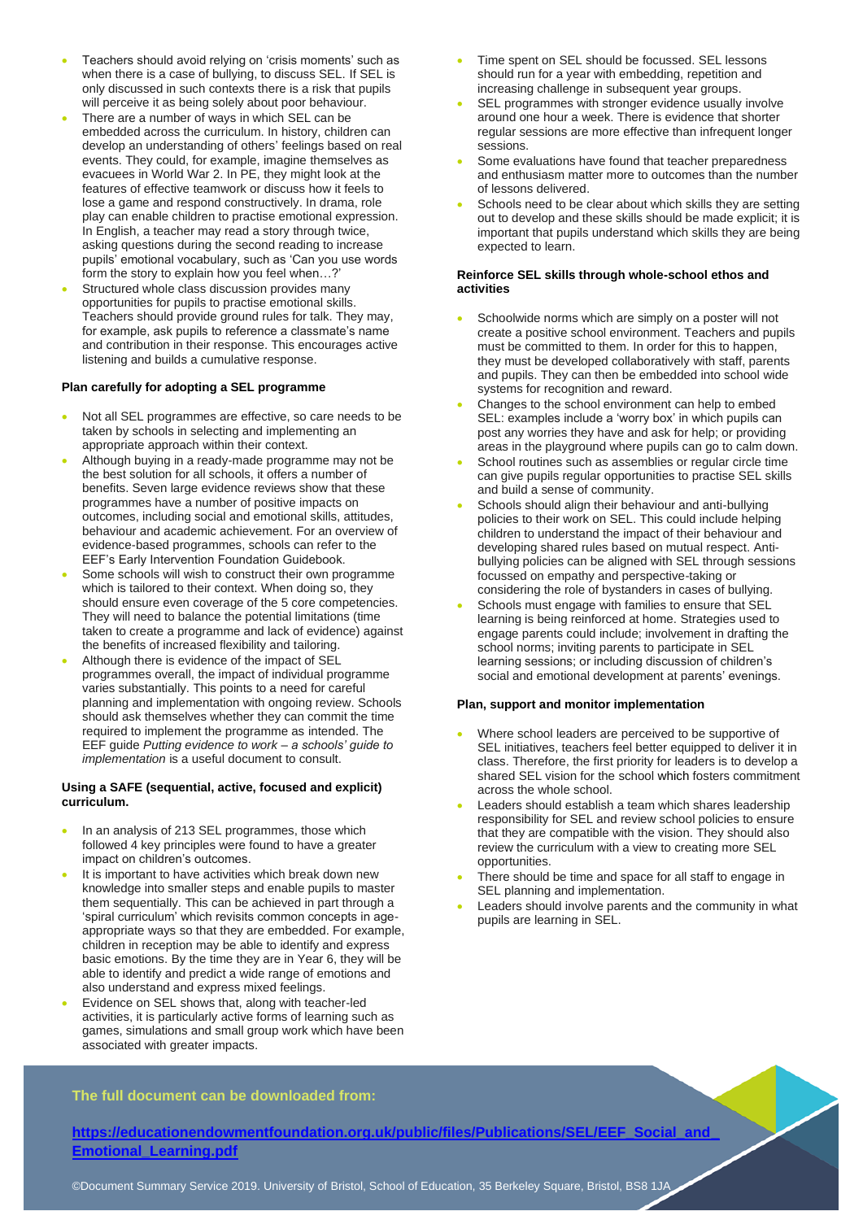- Teachers should avoid relying on 'crisis moments' such as when there is a case of bullying, to discuss SEL. If SEL is only discussed in such contexts there is a risk that pupils will perceive it as being solely about poor behaviour.
- There are a number of ways in which SEL can be embedded across the curriculum. In history, children can develop an understanding of others' feelings based on real events. They could, for example, imagine themselves as evacuees in World War 2. In PE, they might look at the features of effective teamwork or discuss how it feels to lose a game and respond constructively. In drama, role play can enable children to practise emotional expression. In English, a teacher may read a story through twice, asking questions during the second reading to increase pupils' emotional vocabulary, such as 'Can you use words form the story to explain how you feel when…?'
- Structured whole class discussion provides many opportunities for pupils to practise emotional skills. Teachers should provide ground rules for talk. They may, for example, ask pupils to reference a classmate's name and contribution in their response. This encourages active listening and builds a cumulative response.

**Plan carefully for adopting a SEL programme**

- Not all SEL programmes are effective, so care needs to be taken by schools in selecting and implementing an appropriate approach within their context.
- Although buying in a ready-made programme may not be the best solution for all schools, it offers a number of benefits. Seven large evidence reviews show that these programmes have a number of positive impacts on outcomes, including social and emotional skills, attitudes, behaviour and academic achievement. For an overview of evidence-based programmes, schools can refer to the EEF's Early Intervention Foundation Guidebook.
- Some schools will wish to construct their own programme which is tailored to their context. When doing so, they should ensure even coverage of the 5 core competencies. They will need to balance the potential limitations (time taken to create a programme and lack of evidence) against the benefits of increased flexibility and tailoring.
- Although there is evidence of the impact of SEL programmes overall, the impact of individual programme varies substantially. This points to a need for careful planning and implementation with ongoing review. Schools should ask themselves whether they can commit the time required to implement the programme as intended. The EEF guide *Putting evidence to work – a schools' guide to implementation* is a useful document to consult.

**Using a SAFE (sequential, active, focused and explicit) curriculum.**

- In an analysis of 213 SEL programmes, those which followed 4 key principles were found to have a greater impact on children's outcomes.
- It is important to have activities which break down new knowledge into smaller steps and enable pupils to master them sequentially. This can be achieved in part through a 'spiral curriculum' which revisits common concepts in age-appropriate ways so that they are embedded. For example, children in reception may be able to identify and express basic emotions. By the time they are in Year 6, they will be able to identify and predict a wide range of emotions and also understand and express mixed feelings.
- Evidence on SEL shows that, along with teacher-led activities, it is particularly active forms of learning such as games, simulations and small group work which have been associated with greater impacts.
- Time spent on SEL should be focussed. SEL lessons should run for a year with embedding, repetition and increasing challenge in subsequent year groups.
- SEL programmes with stronger evidence usually involve around one hour a week. There is evidence that shorter regular sessions are more effective than infrequent longer sessions.
- Some evaluations have found that teacher preparedness and enthusiasm matter more to outcomes than the number of lessons delivered.
- Schools need to be clear about which skills they are setting out to develop and these skills should be made explicit; it is important that pupils understand which skills they are being expected to learn.

**Reinforce SEL skills through whole-school ethos and activities**

- Schoolwide norms which are simply on a poster will not create a positive school environment. Teachers and pupils must be committed to them. In order for this to happen, they must be developed collaboratively with staff, parents and pupils. They can then be embedded into school wide systems for recognition and reward.
- Changes to the school environment can help to embed SEL: examples include a 'worry box' in which pupils can post any worries they have and ask for help; or providing areas in the playground where pupils can go to calm down.
- School routines such as assemblies or regular circle time can give pupils regular opportunities to practise SEL skills and build a sense of community.
- Schools should align their behaviour and anti-bullying policies to their work on SEL. This could include helping children to understand the impact of their behaviour and developing shared rules based on mutual respect. Anti-bullying policies can be aligned with SEL through sessions focussed on empathy and perspective-taking or considering the role of bystanders in cases of bullying.
- Schools must engage with families to ensure that SEL learning is being reinforced at home. Strategies used to engage parents could include; involvement in drafting the school norms; inviting parents to participate in SEL learning sessions; or including discussion of children's social and emotional development at parents' evenings.

**Plan, support and monitor implementation**

- Where school leaders are perceived to be supportive of SEL initiatives, teachers feel better equipped to deliver it in class. Therefore, the first priority for leaders is to develop a shared SEL vision for the school which fosters commitment across the whole school.
- Leaders should establish a team which shares leadership responsibility for SEL and review school policies to ensure that they are compatible with the vision. They should also review the curriculum with a view to creating more SEL opportunities.
- There should be time and space for all staff to engage in SEL planning and implementation.
- Leaders should involve parents and the community in what pupils are learning in SEL.

**The full document can be downloaded from:**

[https://educationendowmentfoundation.org.uk/public/files/Publications/SEL/EEF_Social_and_Emotional_Learning.pdf](https://educationendowmentfoundation.org.uk/public/files/Publications/SEL/EEF_Social_and_Emotional_Learning.pdf)

©Document Summary Service 2019. University of Bristol, School of Education, 35 Berkeley Square, Bristol, BS8 1JA